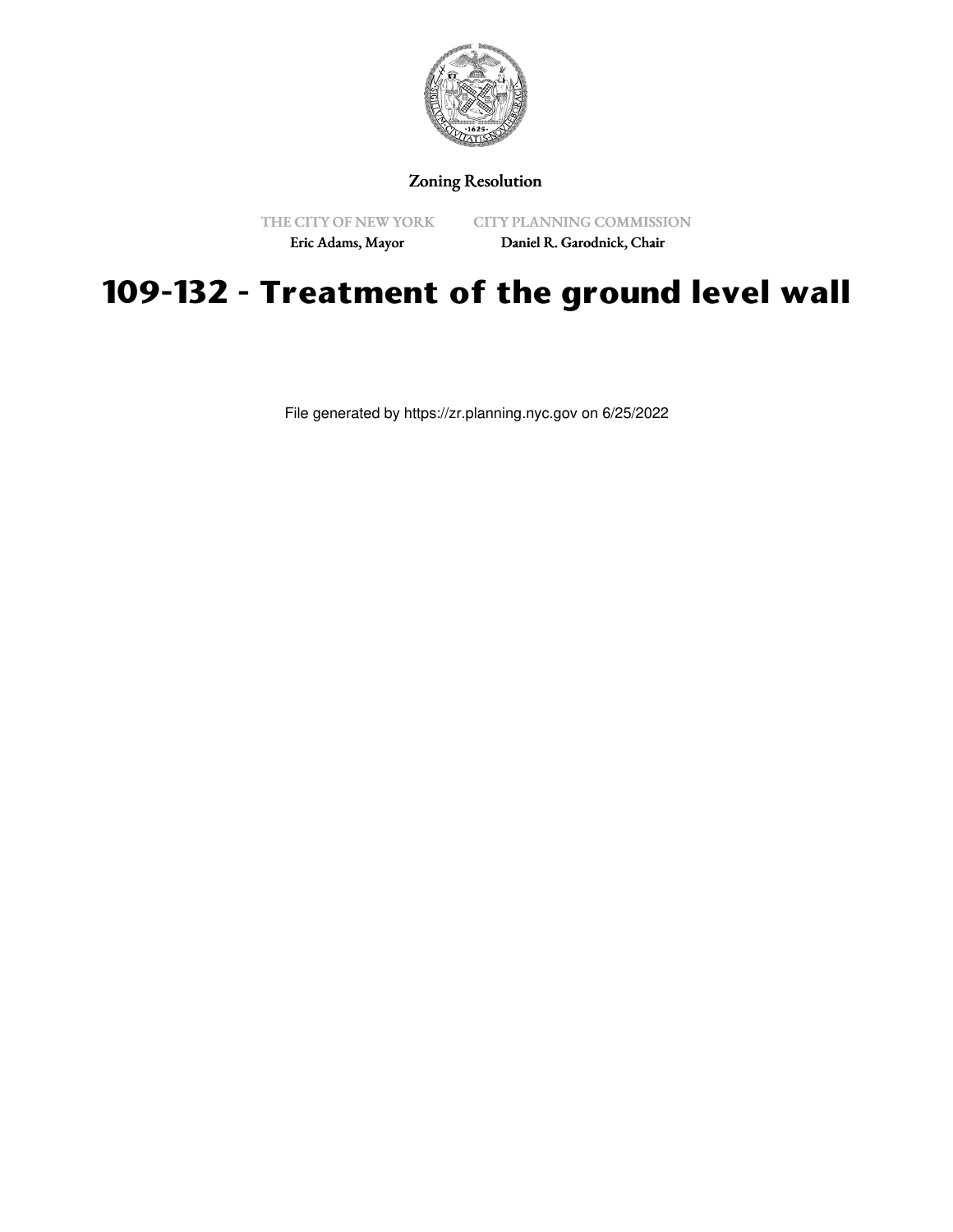Zoning Resolution

THE CITY OF NEW YORK
Eric Adams, Mayor

CITY PLANNING COMMISSION
Daniel R. Garodnick, Chair

# 109-132 - Treatment of the ground level wall

File generated by https://zr.planning.nyc.gov on 6/25/2022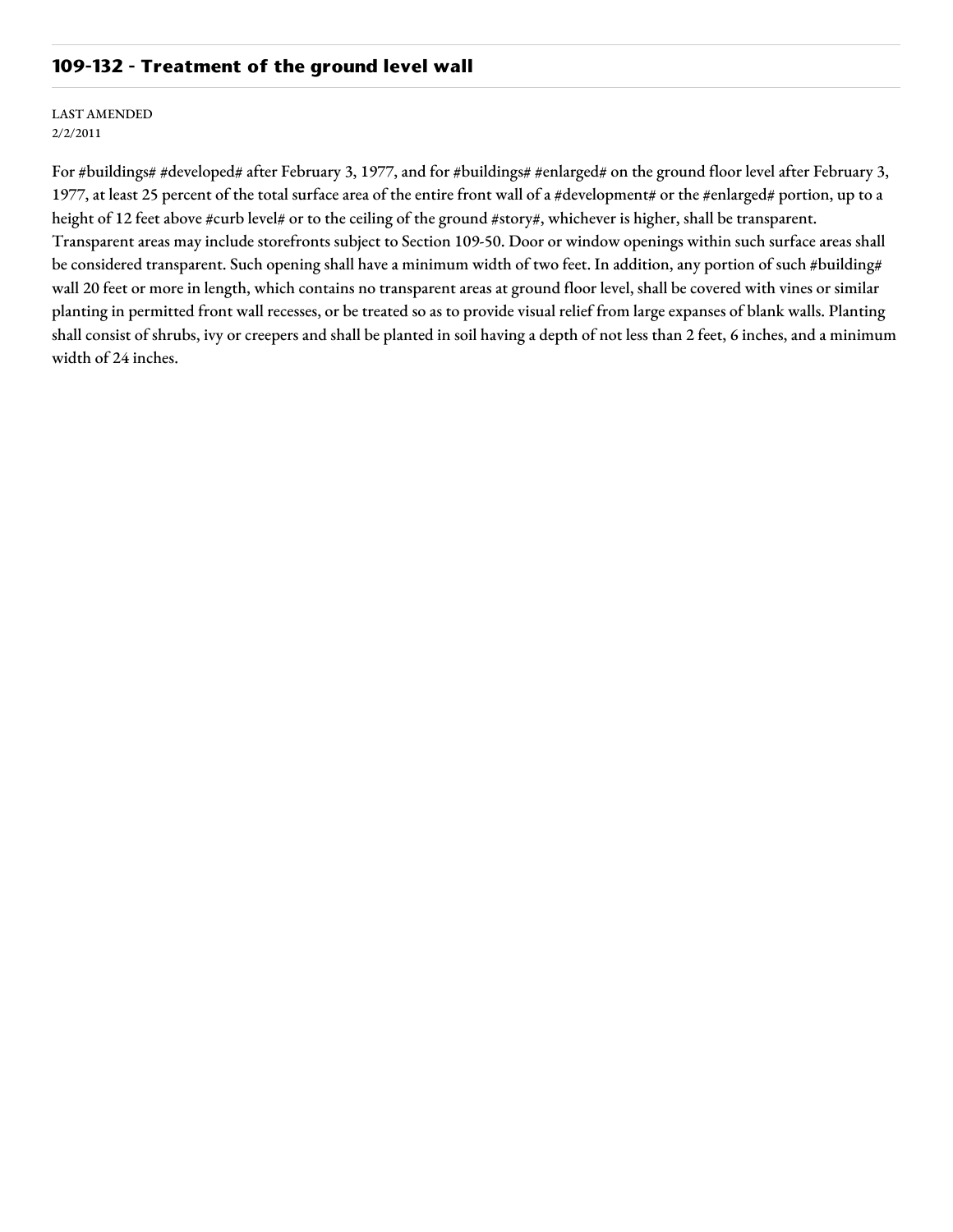## 109-132 - Treatment of the ground level wall

LAST AMENDED
2/2/2011

For #buildings# #developed# after February 3, 1977, and for #buildings# #enlarged# on the ground floor level after February 3, 1977, at least 25 percent of the total surface area of the entire front wall of a #development# or the #enlarged# portion, up to a height of 12 feet above #curb level# or to the ceiling of the ground #story#, whichever is higher, shall be transparent. Transparent areas may include storefronts subject to Section 109-50. Door or window openings within such surface areas shall be considered transparent. Such opening shall have a minimum width of two feet. In addition, any portion of such #building# wall 20 feet or more in length, which contains no transparent areas at ground floor level, shall be covered with vines or similar planting in permitted front wall recesses, or be treated so as to provide visual relief from large expanses of blank walls. Planting shall consist of shrubs, ivy or creepers and shall be planted in soil having a depth of not less than 2 feet, 6 inches, and a minimum width of 24 inches.